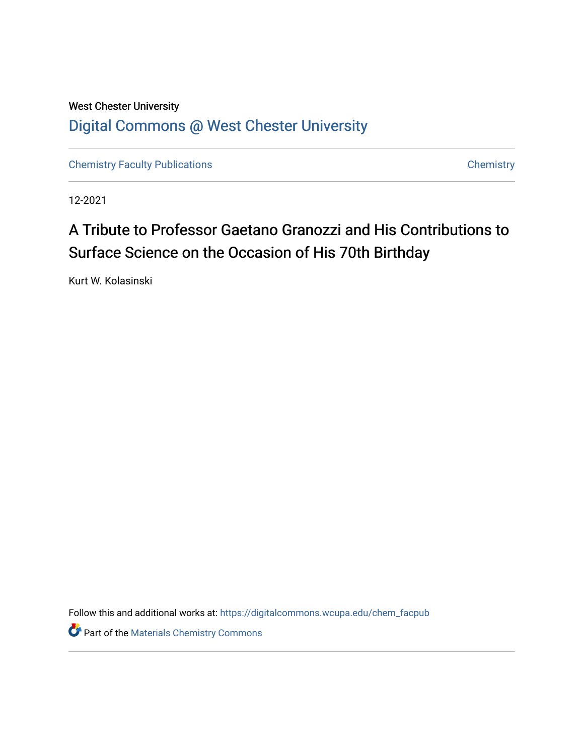West Chester University

Digital Commons @ West Chester University

Chemistry Faculty Publications | Chemistry

12-2021

# A Tribute to Professor Gaetano Granozzi and His Contributions to Surface Science on the Occasion of His 70th Birthday

Kurt W. Kolasinski

Follow this and additional works at: https://digitalcommons.wcupa.edu/chem_facpub

Part of the Materials Chemistry Commons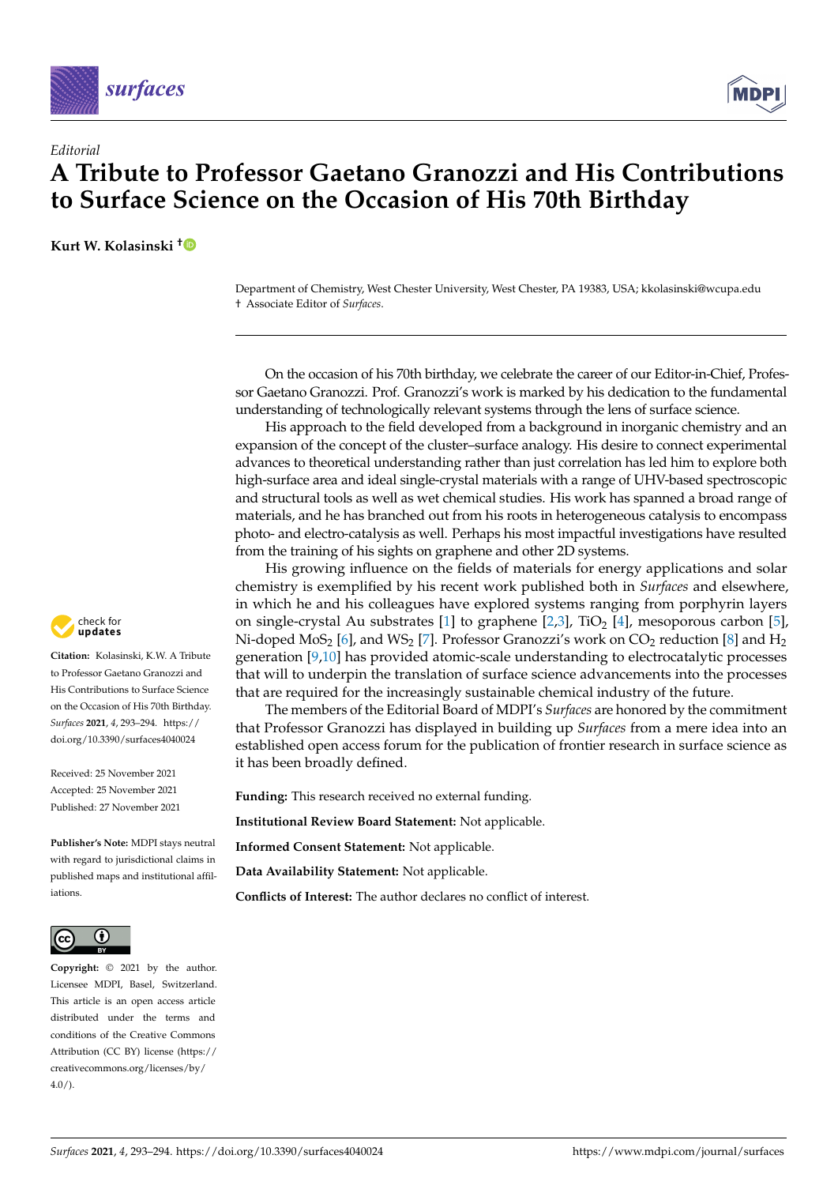*Editorial*

# A Tribute to Professor Gaetano Granozzi and His Contributions to Surface Science on the Occasion of His 70th Birthday

**Kurt W. Kolasinski** †

Department of Chemistry, West Chester University, West Chester, PA 19383, USA; kkolasinski@wcupa.edu
† Associate Editor of *Surfaces*.

**Citation:** Kolasinski, K.W. A Tribute to Professor Gaetano Granozzi and His Contributions to Surface Science on the Occasion of His 70th Birthday. *Surfaces* **2021**, *4*, 293–294. https://doi.org/10.3390/surfaces4040024

Received: 25 November 2021
Accepted: 25 November 2021
Published: 27 November 2021

**Publisher's Note:** MDPI stays neutral with regard to jurisdictional claims in published maps and institutional affiliations.

**Copyright:** © 2021 by the author. Licensee MDPI, Basel, Switzerland. This article is an open access article distributed under the terms and conditions of the Creative Commons Attribution (CC BY) license (https://creativecommons.org/licenses/by/4.0/).

On the occasion of his 70th birthday, we celebrate the career of our Editor-in-Chief, Professor Gaetano Granozzi. Prof. Granozzi's work is marked by his dedication to the fundamental understanding of technologically relevant systems through the lens of surface science.

His approach to the field developed from a background in inorganic chemistry and an expansion of the concept of the cluster–surface analogy. His desire to connect experimental advances to theoretical understanding rather than just correlation has led him to explore both high-surface area and ideal single-crystal materials with a range of UHV-based spectroscopic and structural tools as well as wet chemical studies. His work has spanned a broad range of materials, and he has branched out from his roots in heterogeneous catalysis to encompass photo- and electro-catalysis as well. Perhaps his most impactful investigations have resulted from the training of his sights on graphene and other 2D systems.

His growing influence on the fields of materials for energy applications and solar chemistry is exemplified by his recent work published both in *Surfaces* and elsewhere, in which he and his colleagues have explored systems ranging from porphyrin layers on single-crystal Au substrates [1] to graphene [2,3], $TiO_2$ [4], mesoporous carbon [5], Ni-doped $MoS_2$ [6], and $WS_2$ [7]. Professor Granozzi's work on $CO_2$ reduction [8] and $H_2$ generation [9,10] has provided atomic-scale understanding to electrocatalytic processes that will to underpin the translation of surface science advancements into the processes that are required for the increasingly sustainable chemical industry of the future.

The members of the Editorial Board of MDPI's *Surfaces* are honored by the commitment that Professor Granozzi has displayed in building up *Surfaces* from a mere idea into an established open access forum for the publication of frontier research in surface science as it has been broadly defined.

**Funding:** This research received no external funding.

**Institutional Review Board Statement:** Not applicable.

**Informed Consent Statement:** Not applicable.

**Data Availability Statement:** Not applicable.

**Conflicts of Interest:** The author declares no conflict of interest.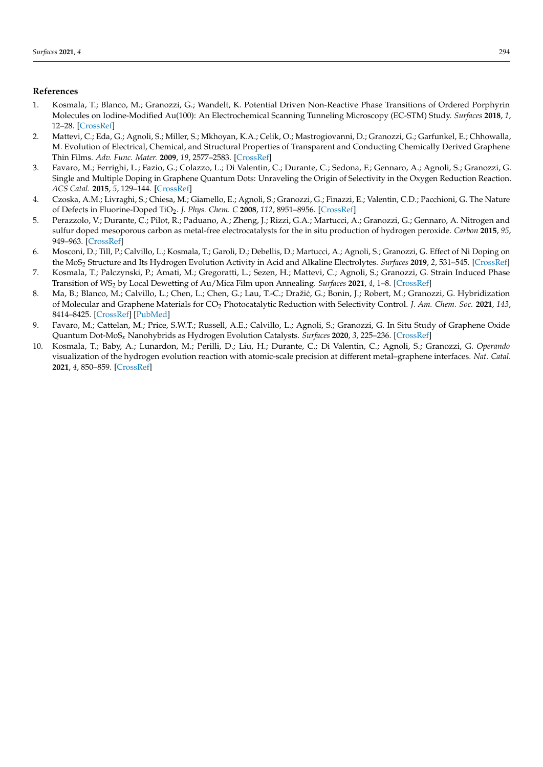## References

1. Kosmala, T.; Blanco, M.; Granozzi, G.; Wandelt, K. Potential Driven Non-Reactive Phase Transitions of Ordered Porphyrin Molecules on Iodine-Modified Au(100): An Electrochemical Scanning Tunneling Microscopy (EC-STM) Study. *Surfaces* **2018**, *1*, 12–28. [CrossRef]
2. Mattevi, C.; Eda, G.; Agnoli, S.; Miller, S.; Mkhoyan, K.A.; Celik, O.; Mastrogiovanni, D.; Granozzi, G.; Garfunkel, E.; Chhowalla, M. Evolution of Electrical, Chemical, and Structural Properties of Transparent and Conducting Chemically Derived Graphene Thin Films. *Adv. Func. Mater.* **2009**, *19*, 2577–2583. [CrossRef]
3. Favaro, M.; Ferrighi, L.; Fazio, G.; Colazzo, L.; Di Valentin, C.; Durante, C.; Sedona, F.; Gennaro, A.; Agnoli, S.; Granozzi, G. Single and Multiple Doping in Graphene Quantum Dots: Unraveling the Origin of Selectivity in the Oxygen Reduction Reaction. *ACS Catal.* **2015**, *5*, 129–144. [CrossRef]
4. Czoska, A.M.; Livraghi, S.; Chiesa, M.; Giamello, E.; Agnoli, S.; Granozzi, G.; Finazzi, E.; Valentin, C.D.; Pacchioni, G. The Nature of Defects in Fluorine-Doped $TiO_2$. *J. Phys. Chem. C* **2008**, *112*, 8951–8956. [CrossRef]
5. Perazzolo, V.; Durante, C.; Pilot, R.; Paduano, A.; Zheng, J.; Rizzi, G.A.; Martucci, A.; Granozzi, G.; Gennaro, A. Nitrogen and sulfur doped mesoporous carbon as metal-free electrocatalysts for the in situ production of hydrogen peroxide. *Carbon* **2015**, *95*, 949–963. [CrossRef]
6. Mosconi, D.; Till, P.; Calvillo, L.; Kosmala, T.; Garoli, D.; Debellis, D.; Martucci, A.; Agnoli, S.; Granozzi, G. Effect of Ni Doping on the $MoS_2$ Structure and Its Hydrogen Evolution Activity in Acid and Alkaline Electrolytes. *Surfaces* **2019**, *2*, 531–545. [CrossRef]
7. Kosmala, T.; Palczynski, P.; Amati, M.; Gregoratti, L.; Sezen, H.; Mattevi, C.; Agnoli, S.; Granozzi, G. Strain Induced Phase Transition of $WS_2$ by Local Dewetting of Au/Mica Film upon Annealing. *Surfaces* **2021**, *4*, 1–8. [CrossRef]
8. Ma, B.; Blanco, M.; Calvillo, L.; Chen, L.; Chen, G.; Lau, T.-C.; Dražić, G.; Bonin, J.; Robert, M.; Granozzi, G. Hybridization of Molecular and Graphene Materials for $CO_2$ Photocatalytic Reduction with Selectivity Control. *J. Am. Chem. Soc.* **2021**, *143*, 8414–8425. [CrossRef] [PubMed]
9. Favaro, M.; Cattelan, M.; Price, S.W.T.; Russell, A.E.; Calvillo, L.; Agnoli, S.; Granozzi, G. In Situ Study of Graphene Oxide Quantum Dot-$MoS_x$ Nanohybrids as Hydrogen Evolution Catalysts. *Surfaces* **2020**, *3*, 225–236. [CrossRef]
10. Kosmala, T.; Baby, A.; Lunardon, M.; Perilli, D.; Liu, H.; Durante, C.; Di Valentin, C.; Agnoli, S.; Granozzi, G. *Operando* visualization of the hydrogen evolution reaction with atomic-scale precision at different metal–graphene interfaces. *Nat. Catal.* **2021**, *4*, 850–859. [CrossRef]